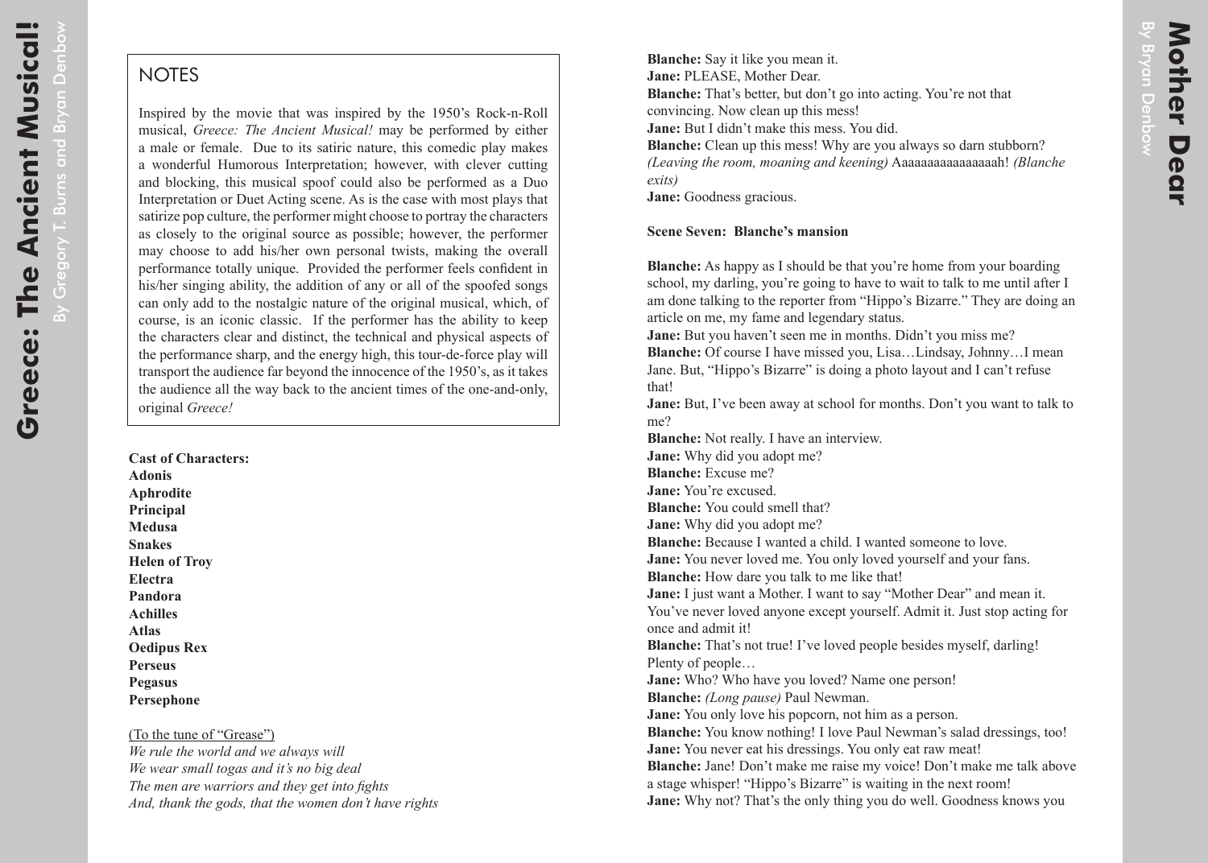## NOTES

Inspired by the movie that was inspired by the 1950's Rock-n-Roll musical, *Greece: The Ancient Musical!* may be performed by either a male or female. Due to its satiric nature, this comedic play makes a wonderful Humorous Interpretation; however, with clever cutting and blocking, this musical spoof could also be performed as a Duo Interpretation or Duet Acting scene. As is the case with most plays that satirize pop culture, the performer might choose to portray the characters as closely to the original source as possible; however, the performer may choose to add his/her own personal twists, making the overall performance totally unique. Provided the performer feels confident in his/her singing ability, the addition of any or all of the spoofed songs can only add to the nostalgic nature of the original musical, which, of course, is an iconic classic. If the performer has the ability to keep the characters clear and distinct, the technical and physical aspects of the performance sharp, and the energy high, this tour-de-force play will transport the audience far beyond the innocence of the 1950's, as it takes the audience all the way back to the ancient times of the one-and-only, original *Greece!*

**Cast of Characters:**
**Adonis**
**Aphrodite**
**Principal**
**Medusa**
**Snakes**
**Helen of Troy**
**Electra**
**Pandora**
**Achilles**
**Atlas**
**Oedipus Rex**
**Perseus**
**Pegasus**
**Persephone**

(To the tune of "Grease")
*We rule the world and we always will*
*We wear small togas and it's no big deal*
*The men are warriors and they get into fights*
*And, thank the gods, that the women don't have rights*

**Blanche:** Say it like you mean it.
**Jane:** PLEASE, Mother Dear.
**Blanche:** That's better, but don't go into acting. You're not that convincing. Now clean up this mess!
**Jane:** But I didn't make this mess. You did.
**Blanche:** Clean up this mess! Why are you always so darn stubborn? *(Leaving the room, moaning and keening)* Aaaaaaaaaaaaaaaah! *(Blanche exits)*
**Jane:** Goodness gracious.

**Scene Seven: Blanche's mansion**

**Blanche:** As happy as I should be that you're home from your boarding school, my darling, you're going to have to wait to talk to me until after I am done talking to the reporter from "Hippo's Bizarre." They are doing an article on me, my fame and legendary status.
**Jane:** But you haven't seen me in months. Didn't you miss me?
**Blanche:** Of course I have missed you, Lisa…Lindsay, Johnny…I mean Jane. But, "Hippo's Bizarre" is doing a photo layout and I can't refuse that!
**Jane:** But, I've been away at school for months. Don't you want to talk to me?
**Blanche:** Not really. I have an interview.
**Jane:** Why did you adopt me?
**Blanche:** Excuse me?
**Jane:** You're excused.
**Blanche:** You could smell that?
**Jane:** Why did you adopt me?
**Blanche:** Because I wanted a child. I wanted someone to love.
**Jane:** You never loved me. You only loved yourself and your fans.
**Blanche:** How dare you talk to me like that!
**Jane:** I just want a Mother. I want to say "Mother Dear" and mean it. You've never loved anyone except yourself. Admit it. Just stop acting for once and admit it!
**Blanche:** That's not true! I've loved people besides myself, darling! Plenty of people…
**Jane:** Who? Who have you loved? Name one person!
**Blanche:** *(Long pause)* Paul Newman.
**Jane:** You only love his popcorn, not him as a person.
**Blanche:** You know nothing! I love Paul Newman's salad dressings, too!
**Jane:** You never eat his dressings. You only eat raw meat!
**Blanche:** Jane! Don't make me raise my voice! Don't make me talk above a stage whisper! "Hippo's Bizarre" is waiting in the next room!
**Jane:** Why not? That's the only thing you do well. Goodness knows you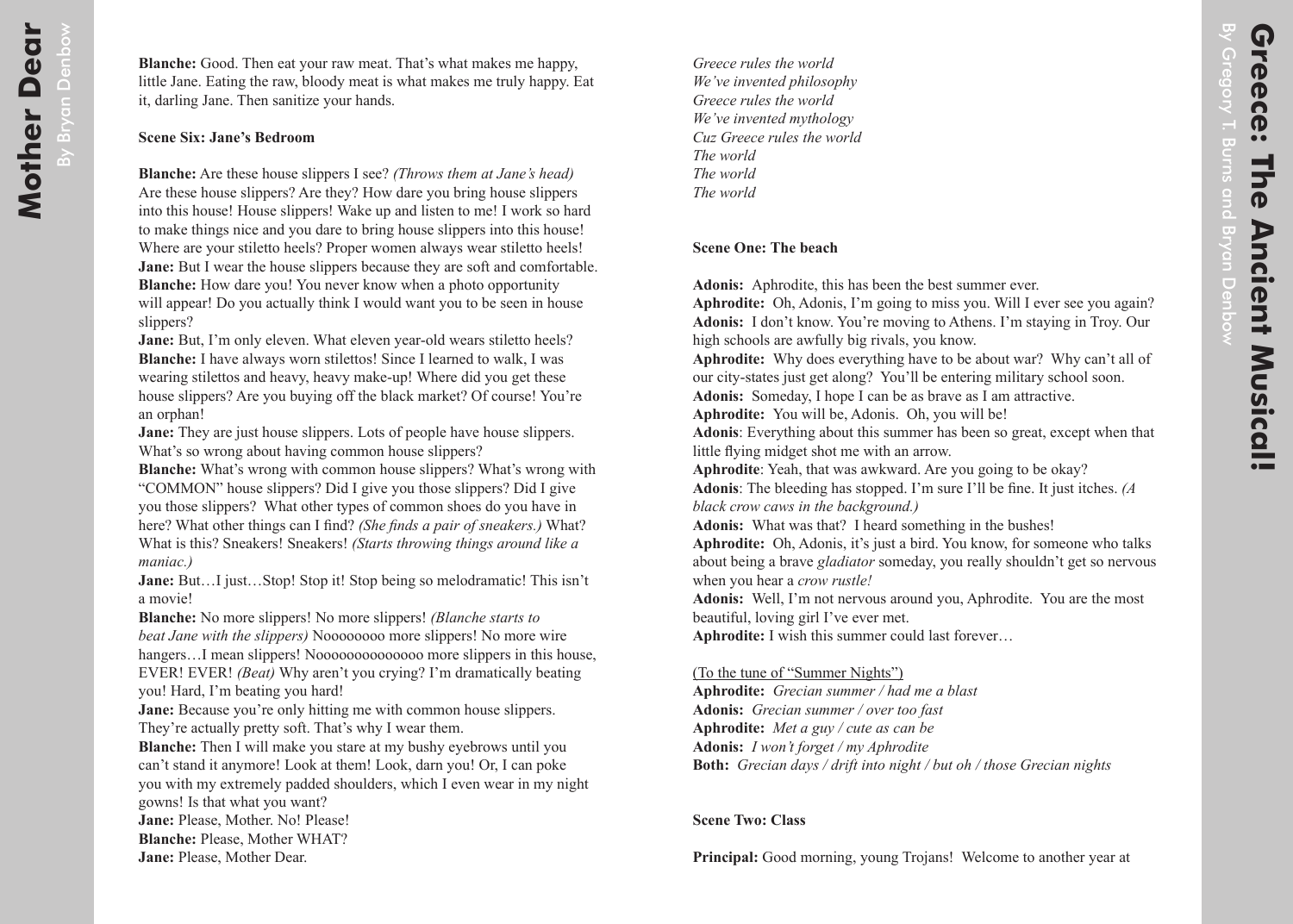**Blanche:** Good. Then eat your raw meat. That's what makes me happy, little Jane. Eating the raw, bloody meat is what makes me truly happy. Eat it, darling Jane. Then sanitize your hands.

**Scene Six: Jane's Bedroom**

**Blanche:** Are these house slippers I see? *(Throws them at Jane's head)* Are these house slippers? Are they? How dare you bring house slippers into this house! House slippers! Wake up and listen to me! I work so hard to make things nice and you dare to bring house slippers into this house! Where are your stiletto heels? Proper women always wear stiletto heels!
**Jane:** But I wear the house slippers because they are soft and comfortable.
**Blanche:** How dare you! You never know when a photo opportunity will appear! Do you actually think I would want you to be seen in house slippers?
**Jane:** But, I'm only eleven. What eleven year-old wears stiletto heels?
**Blanche:** I have always worn stilettos! Since I learned to walk, I was wearing stilettos and heavy, heavy make-up! Where did you get these house slippers? Are you buying off the black market? Of course! You're an orphan!
**Jane:** They are just house slippers. Lots of people have house slippers. What's so wrong about having common house slippers?
**Blanche:** What's wrong with common house slippers? What's wrong with "COMMON" house slippers? Did I give you those slippers? Did I give you those slippers? What other types of common shoes do you have in here? What other things can I find? *(She finds a pair of sneakers.)* What? What is this? Sneakers! Sneakers! *(Starts throwing things around like a maniac.)*
**Jane:** But…I just…Stop! Stop it! Stop being so melodramatic! This isn't a movie!
**Blanche:** No more slippers! No more slippers! *(Blanche starts to beat Jane with the slippers)* Noooooooo more slippers! No more wire hangers…I mean slippers! Nooooooooooooo more slippers in this house, EVER! EVER! *(Beat)* Why aren't you crying? I'm dramatically beating you! Hard, I'm beating you hard!
**Jane:** Because you're only hitting me with common house slippers. They're actually pretty soft. That's why I wear them.
**Blanche:** Then I will make you stare at my bushy eyebrows until you can't stand it anymore! Look at them! Look, darn you! Or, I can poke you with my extremely padded shoulders, which I even wear in my night gowns! Is that what you want?
**Jane:** Please, Mother. No! Please!
**Blanche:** Please, Mother WHAT?
**Jane:** Please, Mother Dear.

*Greece rules the world*
*We've invented philosophy*
*Greece rules the world*
*We've invented mythology*
*Cuz Greece rules the world*
*The world*
*The world*
*The world*

**Scene One: The beach**

**Adonis:** Aphrodite, this has been the best summer ever.
**Aphrodite:** Oh, Adonis, I'm going to miss you. Will I ever see you again?
**Adonis:** I don't know. You're moving to Athens. I'm staying in Troy. Our high schools are awfully big rivals, you know.
**Aphrodite:** Why does everything have to be about war? Why can't all of our city-states just get along? You'll be entering military school soon.
**Adonis:** Someday, I hope I can be as brave as I am attractive.
**Aphrodite:** You will be, Adonis. Oh, you will be!
**Adonis**: Everything about this summer has been so great, except when that little flying midget shot me with an arrow.
**Aphrodite**: Yeah, that was awkward. Are you going to be okay?
**Adonis**: The bleeding has stopped. I'm sure I'll be fine. It just itches. *(A black crow caws in the background.)*
**Adonis:** What was that? I heard something in the bushes!
**Aphrodite:** Oh, Adonis, it's just a bird. You know, for someone who talks about being a brave *gladiator* someday, you really shouldn't get so nervous when you hear a *crow rustle!*
**Adonis:** Well, I'm not nervous around you, Aphrodite. You are the most beautiful, loving girl I've ever met.
**Aphrodite:** I wish this summer could last forever…

<u>(To the tune of "Summer Nights")</u>
**Aphrodite:** *Grecian summer / had me a blast*
**Adonis:** *Grecian summer / over too fast*
**Aphrodite:** *Met a guy / cute as can be*
**Adonis:** *I won't forget / my Aphrodite*
**Both:** *Grecian days / drift into night / but oh / those Grecian nights*

**Scene Two: Class**

**Principal:** Good morning, young Trojans! Welcome to another year at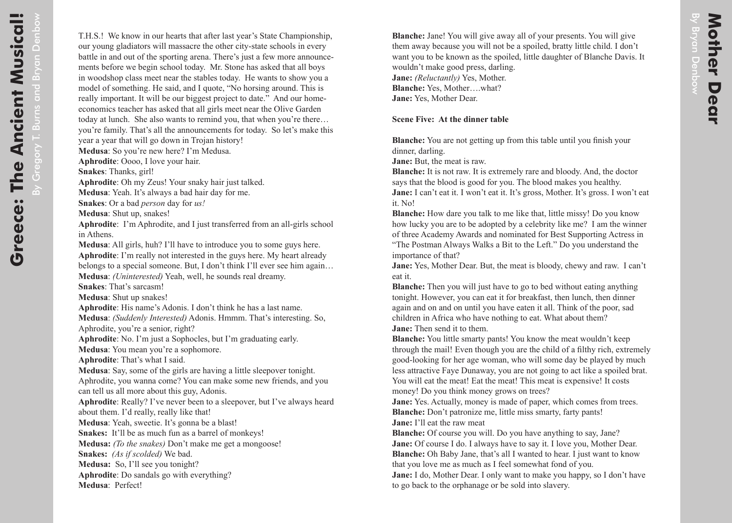T.H.S.! We know in our hearts that after last year's State Championship, our young gladiators will massacre the other city-state schools in every battle in and out of the sporting arena. There's just a few more announcements before we begin school today. Mr. Stone has asked that all boys in woodshop class meet near the stables today. He wants to show you a model of something. He said, and I quote, "No horsing around. This is really important. It will be our biggest project to date." And our home-economics teacher has asked that all girls meet near the Olive Garden today at lunch. She also wants to remind you, that when you're there… you're family. That's all the announcements for today. So let's make this year a year that will go down in Trojan history!

**Medusa**: So you're new here? I'm Medusa.
**Aphrodite**: Oooo, I love your hair.
**Snakes**: Thanks, girl!
**Aphrodite**: Oh my Zeus! Your snaky hair just talked.
**Medusa**: Yeah. It's always a bad hair day for me.
**Snakes**: Or a bad *person* day for *us!*
**Medusa**: Shut up, snakes!
**Aphrodite**: I'm Aphrodite, and I just transferred from an all-girls school in Athens.
**Medusa**: All girls, huh? I'll have to introduce you to some guys here.
**Aphrodite**: I'm really not interested in the guys here. My heart already belongs to a special someone. But, I don't think I'll ever see him again…
**Medusa**: *(Uninterested)* Yeah, well, he sounds real dreamy.
**Snakes**: That's sarcasm!
**Medusa**: Shut up snakes!
**Aphrodite**: His name's Adonis. I don't think he has a last name.
**Medusa**: *(Suddenly Interested)* Adonis. Hmmm. That's interesting. So, Aphrodite, you're a senior, right?
**Aphrodite**: No. I'm just a Sophocles, but I'm graduating early.
**Medusa**: You mean you're a sophomore.
**Aphrodite**: That's what I said.
**Medusa**: Say, some of the girls are having a little sleepover tonight. Aphrodite, you wanna come? You can make some new friends, and you can tell us all more about this guy, Adonis.
**Aphrodite**: Really? I've never been to a sleepover, but I've always heard about them. I'd really, really like that!
**Medusa**: Yeah, sweetie. It's gonna be a blast!
**Snakes:** It'll be as much fun as a barrel of monkeys!
**Medusa:** *(To the snakes)* Don't make me get a mongoose!
**Snakes:** *(As if scolded)* We bad.
**Medusa:** So, I'll see you tonight?
**Aphrodite**: Do sandals go with everything?
**Medusa**: Perfect!

**Blanche:** Jane! You will give away all of your presents. You will give them away because you will not be a spoiled, bratty little child. I don't want you to be known as the spoiled, little daughter of Blanche Davis. It wouldn't make good press, darling.
**Jane:** *(Reluctantly)* Yes, Mother.
**Blanche:** Yes, Mother….what?
**Jane:** Yes, Mother Dear.

**Scene Five: At the dinner table**

**Blanche:** You are not getting up from this table until you finish your dinner, darling.
**Jane:** But, the meat is raw.
**Blanche:** It is not raw. It is extremely rare and bloody. And, the doctor says that the blood is good for you. The blood makes you healthy.
**Jane:** I can't eat it. I won't eat it. It's gross, Mother. It's gross. I won't eat it. No!
**Blanche:** How dare you talk to me like that, little missy! Do you know how lucky you are to be adopted by a celebrity like me? I am the winner of three Academy Awards and nominated for Best Supporting Actress in "The Postman Always Walks a Bit to the Left." Do you understand the importance of that?
**Jane:** Yes, Mother Dear. But, the meat is bloody, chewy and raw. I can't eat it.
**Blanche:** Then you will just have to go to bed without eating anything tonight. However, you can eat it for breakfast, then lunch, then dinner again and on and on until you have eaten it all. Think of the poor, sad children in Africa who have nothing to eat. What about them?
**Jane:** Then send it to them.
**Blanche:** You little smarty pants! You know the meat wouldn't keep through the mail! Even though you are the child of a filthy rich, extremely good-looking for her age woman, who will some day be played by much less attractive Faye Dunaway, you are not going to act like a spoiled brat. You will eat the meat! Eat the meat! This meat is expensive! It costs money! Do you think money grows on trees?
**Jane:** Yes. Actually, money is made of paper, which comes from trees.
**Blanche:** Don't patronize me, little miss smarty, farty pants!
**Jane:** I'll eat the raw meat
**Blanche:** Of course you will. Do you have anything to say, Jane?
**Jane:** Of course I do. I always have to say it. I love you, Mother Dear.
**Blanche:** Oh Baby Jane, that's all I wanted to hear. I just want to know that you love me as much as I feel somewhat fond of you.
**Jane:** I do, Mother Dear. I only want to make you happy, so I don't have to go back to the orphanage or be sold into slavery.